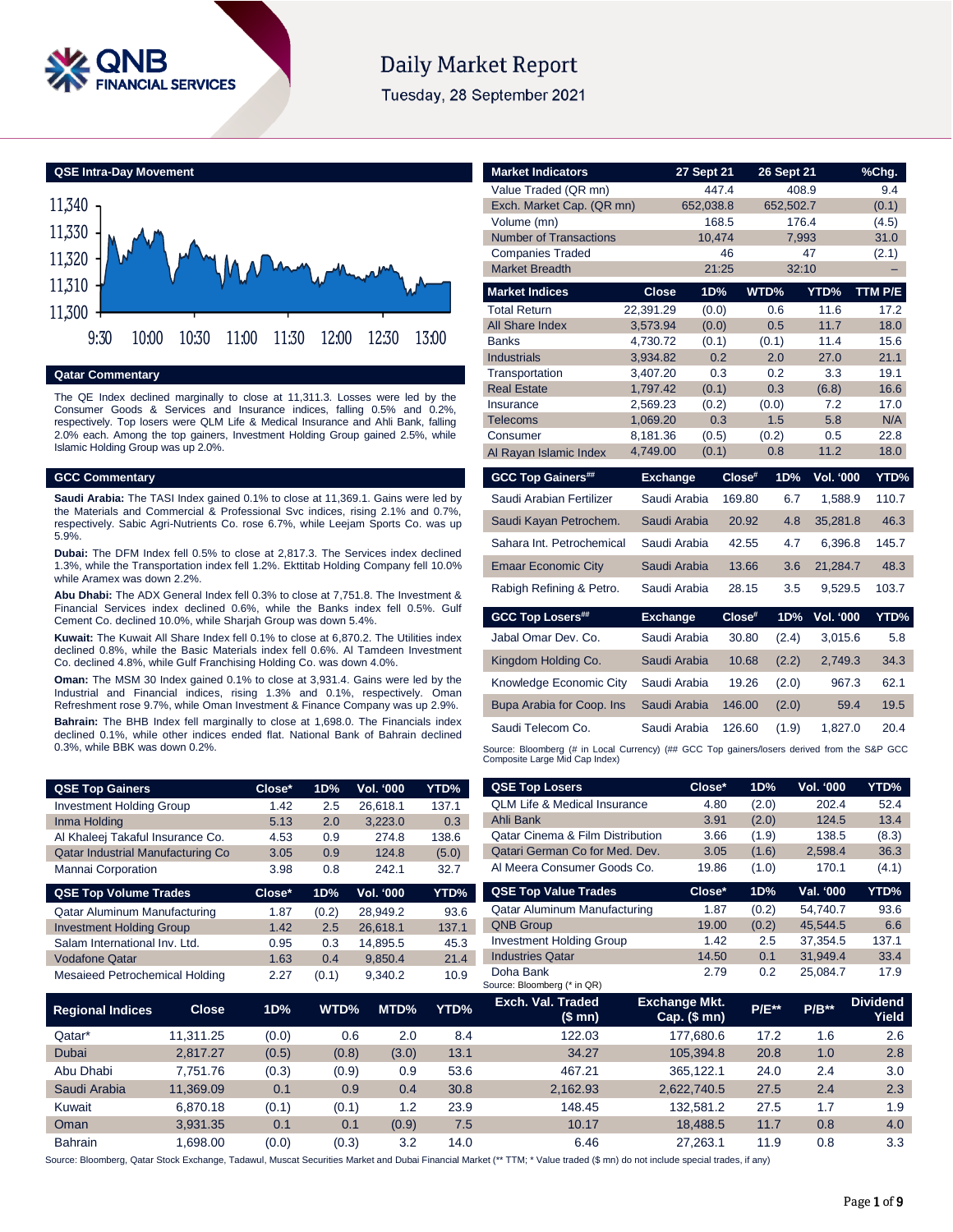# Daily Market Report

Tuesday, 28 September 2021

## QSE Intra-Day Movement

## Qatar Commentary

The QE Index declined marginally to close at 11,311.3. Losses were led by the Consumer Goods & Services and Insurance indices, falling 0.5% and 0.2%, respectively. Top losers were QLM Life & Medical Insurance and Ahli Bank, falling 2.0% each. Among the top gainers, Investment Holding Group gained 2.5%, while Islamic Holding Group was up 2.0%.

## GCC Commentary

**Saudi Arabia:** The TASI Index gained 0.1% to close at 11,369.1. Gains were led by the Materials and Commercial & Professional Svc indices, rising 2.1% and 0.7%, respectively. Sabic Agri-Nutrients Co. rose 6.7%, while Leejam Sports Co. was up 5.9%.

**Dubai:** The DFM Index fell 0.5% to close at 2,817.3. The Services index declined 1.3%, while the Transportation index fell 1.2%. Ekttitab Holding Company fell 10.0% while Aramex was down 2.2%.

**Abu Dhabi:** The ADX General Index fell 0.3% to close at 7,751.8. The Investment & Financial Services index declined 0.6%, while the Banks index fell 0.5%. Gulf Cement Co. declined 10.0%, while Sharjah Group was down 5.4%.

**Kuwait:** The Kuwait All Share Index fell 0.1% to close at 6,870.2. The Utilities index declined 0.8%, while the Basic Materials index fell 0.6%. Al Tamdeen Investment Co. declined 4.8%, while Gulf Franchising Holding Co. was down 4.0%.

**Oman:** The MSM 30 Index gained 0.1% to close at 3,931.4. Gains were led by the Industrial and Financial indices, rising 1.3% and 0.1%, respectively. Oman Refreshment rose 9.7%, while Oman Investment & Finance Company was up 2.9%.

**Bahrain:** The BHB Index fell marginally to close at 1,698.0. The Financials index declined 0.1%, while other indices ended flat. National Bank of Bahrain declined 0.3%, while BBK was down 0.2%.

| Market Indicators | 27 Sept 21 | 26 Sept 21 | %Chg. |
|---|---|---|---|
| Value Traded (QR mn) | 447.4 | 408.9 | 9.4 |
| Exch. Market Cap. (QR mn) | 652,038.8 | 652,502.7 | (0.1) |
| Volume (mn) | 168.5 | 176.4 | (4.5) |
| Number of Transactions | 10,474 | 7,993 | 31.0 |
| Companies Traded | 46 | 47 | (2.1) |
| Market Breadth | 21:25 | 32:10 | – |

| Market Indices | Close | 1D% | WTD% | YTD% | TTM P/E |
|---|---|---|---|---|---|
| Total Return | 22,391.29 | (0.0) | 0.6 | 11.6 | 17.2 |
| All Share Index | 3,573.94 | (0.0) | 0.5 | 11.7 | 18.0 |
| Banks | 4,730.72 | (0.1) | (0.1) | 11.4 | 15.6 |
| Industrials | 3,934.82 | 0.2 | 2.0 | 27.0 | 21.1 |
| Transportation | 3,407.20 | 0.3 | 0.2 | 3.3 | 19.1 |
| Real Estate | 1,797.42 | (0.1) | 0.3 | (6.8) | 16.6 |
| Insurance | 2,569.23 | (0.2) | (0.0) | 7.2 | 17.0 |
| Telecoms | 1,069.20 | 0.3 | 1.5 | 5.8 | N/A |
| Consumer | 8,181.36 | (0.5) | (0.2) | 0.5 | 22.8 |
| Al Rayan Islamic Index | 4,749.00 | (0.1) | 0.8 | 11.2 | 18.0 |

| GCC Top Gainers## | Exchange | Close# | 1D% | Vol. '000 | YTD% |
|---|---|---|---|---|---|
| Saudi Arabian Fertilizer | Saudi Arabia | 169.80 | 6.7 | 1,588.9 | 110.7 |
| Saudi Kayan Petrochem. | Saudi Arabia | 20.92 | 4.8 | 35,281.8 | 46.3 |
| Sahara Int. Petrochemical | Saudi Arabia | 42.55 | 4.7 | 6,396.8 | 145.7 |
| Emaar Economic City | Saudi Arabia | 13.66 | 3.6 | 21,284.7 | 48.3 |
| Rabigh Refining & Petro. | Saudi Arabia | 28.15 | 3.5 | 9,529.5 | 103.7 |

| GCC Top Losers## | Exchange | Close# | 1D% | Vol. '000 | YTD% |
|---|---|---|---|---|---|
| Jabal Omar Dev. Co. | Saudi Arabia | 30.80 | (2.4) | 3,015.6 | 5.8 |
| Kingdom Holding Co. | Saudi Arabia | 10.68 | (2.2) | 2,749.3 | 34.3 |
| Knowledge Economic City | Saudi Arabia | 19.26 | (2.0) | 967.3 | 62.1 |
| Bupa Arabia for Coop. Ins | Saudi Arabia | 146.00 | (2.0) | 59.4 | 19.5 |
| Saudi Telecom Co. | Saudi Arabia | 126.60 | (1.9) | 1,827.0 | 20.4 |

Source: Bloomberg (# in Local Currency) (## GCC Top gainers/losers derived from the S&P GCC Composite Large Mid Cap Index)

| QSE Top Gainers | Close* | 1D% | Vol. '000 | YTD% |
|---|---|---|---|---|
| Investment Holding Group | 1.42 | 2.5 | 26,618.1 | 137.1 |
| Inma Holding | 5.13 | 2.0 | 3,223.0 | 0.3 |
| Al Khaleej Takaful Insurance Co. | 4.53 | 0.9 | 274.8 | 138.6 |
| Qatar Industrial Manufacturing Co | 3.05 | 0.9 | 124.8 | (5.0) |
| Mannai Corporation | 3.98 | 0.8 | 242.1 | 32.7 |

| QSE Top Volume Trades | Close* | 1D% | Vol. '000 | YTD% |
|---|---|---|---|---|
| Qatar Aluminum Manufacturing | 1.87 | (0.2) | 28,949.2 | 93.6 |
| Investment Holding Group | 1.42 | 2.5 | 26,618.1 | 137.1 |
| Salam International Inv. Ltd. | 0.95 | 0.3 | 14,895.5 | 45.3 |
| Vodafone Qatar | 1.63 | 0.4 | 9,850.4 | 21.4 |
| Mesaieed Petrochemical Holding | 2.27 | (0.1) | 9,340.2 | 10.9 |

| QSE Top Losers | Close* | 1D% | Vol. '000 | YTD% |
|---|---|---|---|---|
| QLM Life & Medical Insurance | 4.80 | (2.0) | 202.4 | 52.4 |
| Ahli Bank | 3.91 | (2.0) | 124.5 | 13.4 |
| Qatar Cinema & Film Distribution | 3.66 | (1.9) | 138.5 | (8.3) |
| Qatari German Co for Med. Dev. | 3.05 | (1.6) | 2,598.4 | 36.3 |
| Al Meera Consumer Goods Co. | 19.86 | (1.0) | 170.1 | (4.1) |

| QSE Top Value Trades | Close* | 1D% | Val. '000 | YTD% |
|---|---|---|---|---|
| Qatar Aluminum Manufacturing | 1.87 | (0.2) | 54,740.7 | 93.6 |
| QNB Group | 19.00 | (0.2) | 45,544.5 | 6.6 |
| Investment Holding Group | 1.42 | 2.5 | 37,354.5 | 137.1 |
| Industries Qatar | 14.50 | 0.1 | 31,949.4 | 33.4 |
| Doha Bank | 2.79 | 0.2 | 25,084.7 | 17.9 |

Source: Bloomberg (* in QR)

| Regional Indices | Close | 1D% | WTD% | MTD% | YTD% | Exch. Val. Traded ($ mn) | Exchange Mkt. Cap. ($ mn) | P/E** | P/B** | Dividend Yield |
|---|---|---|---|---|---|---|---|---|---|---|
| Qatar* | 11,311.25 | (0.0) | 0.6 | 2.0 | 8.4 | 122.03 | 177,680.6 | 17.2 | 1.6 | 2.6 |
| Dubai | 2,817.27 | (0.5) | (0.8) | (3.0) | 13.1 | 34.27 | 105,394.8 | 20.8 | 1.0 | 2.8 |
| Abu Dhabi | 7,751.76 | (0.3) | (0.9) | 0.9 | 53.6 | 467.21 | 365,122.1 | 24.0 | 2.4 | 3.0 |
| Saudi Arabia | 11,369.09 | 0.1 | 0.9 | 0.4 | 30.8 | 2,162.93 | 2,622,740.5 | 27.5 | 2.4 | 2.3 |
| Kuwait | 6,870.18 | (0.1) | (0.1) | 1.2 | 23.9 | 148.45 | 132,581.2 | 27.5 | 1.7 | 1.9 |
| Oman | 3,931.35 | 0.1 | 0.1 | (0.9) | 7.5 | 10.17 | 18,488.5 | 11.7 | 0.8 | 4.0 |
| Bahrain | 1,698.00 | (0.0) | (0.3) | 3.2 | 14.0 | 6.46 | 27,263.1 | 11.9 | 0.8 | 3.3 |

Source: Bloomberg, Qatar Stock Exchange, Tadawul, Muscat Securities Market and Dubai Financial Market (** TTM; * Value traded ($ mn) do not include special trades, if any)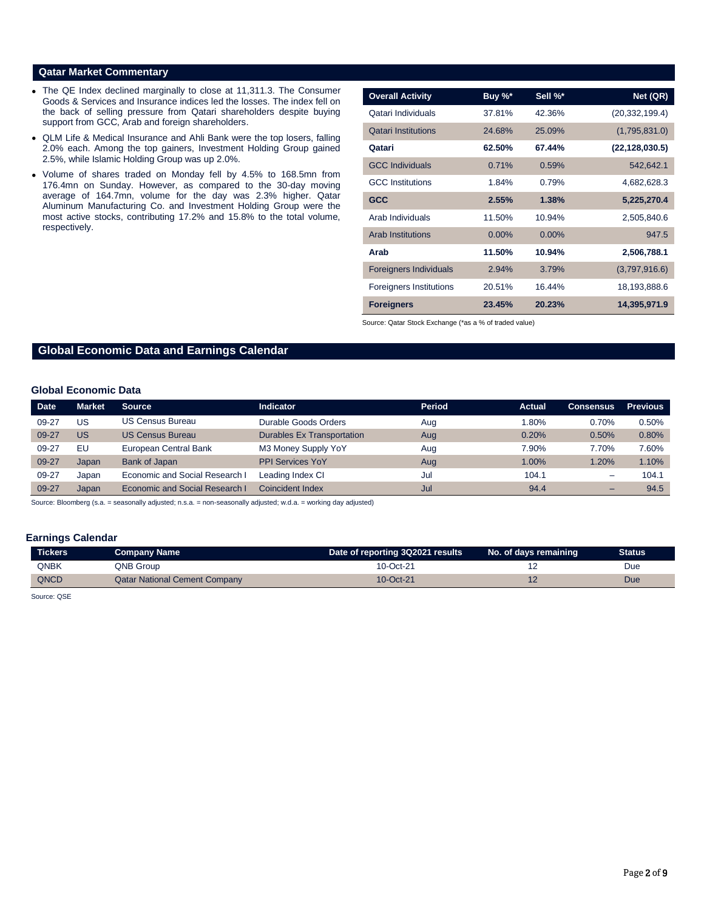## Qatar Market Commentary

- The QE Index declined marginally to close at 11,311.3. The Consumer Goods & Services and Insurance indices led the losses. The index fell on the back of selling pressure from Qatari shareholders despite buying support from GCC, Arab and foreign shareholders.
- QLM Life & Medical Insurance and Ahli Bank were the top losers, falling 2.0% each. Among the top gainers, Investment Holding Group gained 2.5%, while Islamic Holding Group was up 2.0%.
- Volume of shares traded on Monday fell by 4.5% to 168.5mn from 176.4mn on Sunday. However, as compared to the 30-day moving average of 164.7mn, volume for the day was 2.3% higher. Qatar Aluminum Manufacturing Co. and Investment Holding Group were the most active stocks, contributing 17.2% and 15.8% to the total volume, respectively.

| Overall Activity | Buy %* | Sell %* | Net (QR) |
|---|---|---|---|
| Qatari Individuals | 37.81% | 42.36% | (20,332,199.4) |
| Qatari Institutions | 24.68% | 25.09% | (1,795,831.0) |
| **Qatari** | **62.50%** | **67.44%** | **(22,128,030.5)** |
| GCC Individuals | 0.71% | 0.59% | 542,642.1 |
| GCC Institutions | 1.84% | 0.79% | 4,682,628.3 |
| **GCC** | **2.55%** | **1.38%** | **5,225,270.4** |
| Arab Individuals | 11.50% | 10.94% | 2,505,840.6 |
| Arab Institutions | 0.00% | 0.00% | 947.5 |
| **Arab** | **11.50%** | **10.94%** | **2,506,788.1** |
| Foreigners Individuals | 2.94% | 3.79% | (3,797,916.6) |
| Foreigners Institutions | 20.51% | 16.44% | 18,193,888.6 |
| **Foreigners** | **23.45%** | **20.23%** | **14,395,971.9** |

Source: Qatar Stock Exchange (*as a % of traded value)

## Global Economic Data and Earnings Calendar

### Global Economic Data

| Date | Market | Source | Indicator | Period | Actual | Consensus | Previous |
|---|---|---|---|---|---|---|---|
| 09-27 | US | US Census Bureau | Durable Goods Orders | Aug | 1.80% | 0.70% | 0.50% |
| 09-27 | US | US Census Bureau | Durables Ex Transportation | Aug | 0.20% | 0.50% | 0.80% |
| 09-27 | EU | European Central Bank | M3 Money Supply YoY | Aug | 7.90% | 7.70% | 7.60% |
| 09-27 | Japan | Bank of Japan | PPI Services YoY | Aug | 1.00% | 1.20% | 1.10% |
| 09-27 | Japan | Economic and Social Research I | Leading Index CI | Jul | 104.1 | – | 104.1 |
| 09-27 | Japan | Economic and Social Research I | Coincident Index | Jul | 94.4 | – | 94.5 |

Source: Bloomberg (s.a. = seasonally adjusted; n.s.a. = non-seasonally adjusted; w.d.a. = working day adjusted)

### Earnings Calendar

| Tickers | Company Name | Date of reporting 3Q2021 results | No. of days remaining | Status |
|---|---|---|---|---|
| QNBK | QNB Group | 10-Oct-21 | 12 | Due |
| QNCD | Qatar National Cement Company | 10-Oct-21 | 12 | Due |

Source: QSE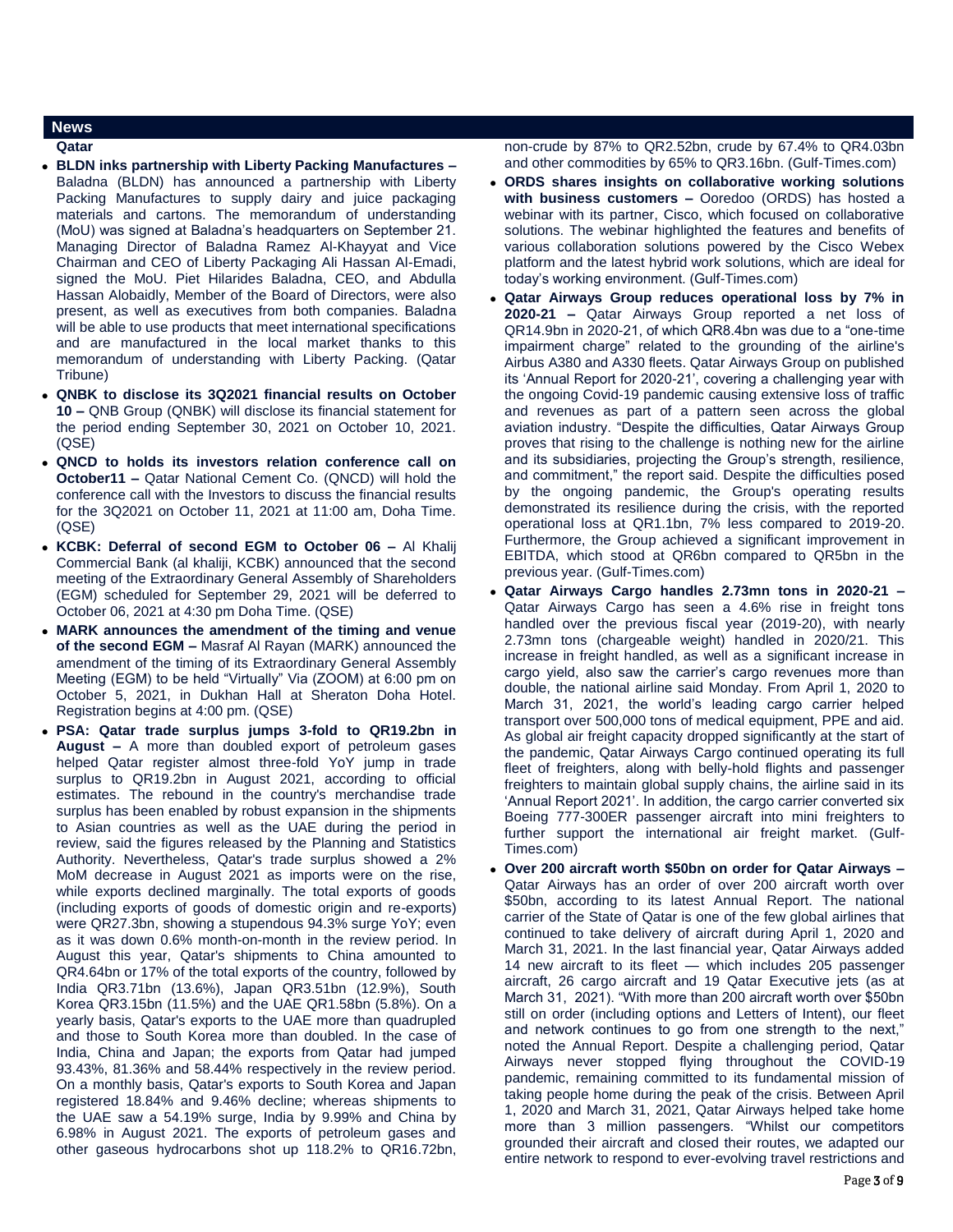## News

### Qatar

- **BLDN inks partnership with Liberty Packing Manufactures –** Baladna (BLDN) has announced a partnership with Liberty Packing Manufactures to supply dairy and juice packaging materials and cartons. The memorandum of understanding (MoU) was signed at Baladna's headquarters on September 21. Managing Director of Baladna Ramez Al-Khayyat and Vice Chairman and CEO of Liberty Packaging Ali Hassan Al-Emadi, signed the MoU. Piet Hilarides Baladna, CEO, and Abdulla Hassan Alobaidly, Member of the Board of Directors, were also present, as well as executives from both companies. Baladna will be able to use products that meet international specifications and are manufactured in the local market thanks to this memorandum of understanding with Liberty Packing. (Qatar Tribune)
- **QNBK to disclose its 3Q2021 financial results on October 10 –** QNB Group (QNBK) will disclose its financial statement for the period ending September 30, 2021 on October 10, 2021. (QSE)
- **QNCD to holds its investors relation conference call on October11 –** Qatar National Cement Co. (QNCD) will hold the conference call with the Investors to discuss the financial results for the 3Q2021 on October 11, 2021 at 11:00 am, Doha Time. (QSE)
- **KCBK: Deferral of second EGM to October 06 –** Al Khalij Commercial Bank (al khaliji, KCBK) announced that the second meeting of the Extraordinary General Assembly of Shareholders (EGM) scheduled for September 29, 2021 will be deferred to October 06, 2021 at 4:30 pm Doha Time. (QSE)
- **MARK announces the amendment of the timing and venue of the second EGM –** Masraf Al Rayan (MARK) announced the amendment of the timing of its Extraordinary General Assembly Meeting (EGM) to be held "Virtually" Via (ZOOM) at 6:00 pm on October 5, 2021, in Dukhan Hall at Sheraton Doha Hotel. Registration begins at 4:00 pm. (QSE)
- **PSA: Qatar trade surplus jumps 3-fold to QR19.2bn in August –** A more than doubled export of petroleum gases helped Qatar register almost three-fold YoY jump in trade surplus to QR19.2bn in August 2021, according to official estimates. The rebound in the country's merchandise trade surplus has been enabled by robust expansion in the shipments to Asian countries as well as the UAE during the period in review, said the figures released by the Planning and Statistics Authority. Nevertheless, Qatar's trade surplus showed a 2% MoM decrease in August 2021 as imports were on the rise, while exports declined marginally. The total exports of goods (including exports of goods of domestic origin and re-exports) were QR27.3bn, showing a stupendous 94.3% surge YoY; even as it was down 0.6% month-on-month in the review period. In August this year, Qatar's shipments to China amounted to QR4.64bn or 17% of the total exports of the country, followed by India QR3.71bn (13.6%), Japan QR3.51bn (12.9%), South Korea QR3.15bn (11.5%) and the UAE QR1.58bn (5.8%). On a yearly basis, Qatar's exports to the UAE more than quadrupled and those to South Korea more than doubled. In the case of India, China and Japan; the exports from Qatar had jumped 93.43%, 81.36% and 58.44% respectively in the review period. On a monthly basis, Qatar's exports to South Korea and Japan registered 18.84% and 9.46% decline; whereas shipments to the UAE saw a 54.19% surge, India by 9.99% and China by 6.98% in August 2021. The exports of petroleum gases and other gaseous hydrocarbons shot up 118.2% to QR16.72bn, non-crude by 87% to QR2.52bn, crude by 67.4% to QR4.03bn and other commodities by 65% to QR3.16bn. (Gulf-Times.com)
- **ORDS shares insights on collaborative working solutions with business customers –** Ooredoo (ORDS) has hosted a webinar with its partner, Cisco, which focused on collaborative solutions. The webinar highlighted the features and benefits of various collaboration solutions powered by the Cisco Webex platform and the latest hybrid work solutions, which are ideal for today's working environment. (Gulf-Times.com)
- **Qatar Airways Group reduces operational loss by 7% in 2020-21 –** Qatar Airways Group reported a net loss of QR14.9bn in 2020-21, of which QR8.4bn was due to a "one-time impairment charge" related to the grounding of the airline's Airbus A380 and A330 fleets. Qatar Airways Group on published its 'Annual Report for 2020-21', covering a challenging year with the ongoing Covid-19 pandemic causing extensive loss of traffic and revenues as part of a pattern seen across the global aviation industry. "Despite the difficulties, Qatar Airways Group proves that rising to the challenge is nothing new for the airline and its subsidiaries, projecting the Group's strength, resilience, and commitment," the report said. Despite the difficulties posed by the ongoing pandemic, the Group's operating results demonstrated its resilience during the crisis, with the reported operational loss at QR1.1bn, 7% less compared to 2019-20. Furthermore, the Group achieved a significant improvement in EBITDA, which stood at QR6bn compared to QR5bn in the previous year. (Gulf-Times.com)
- **Qatar Airways Cargo handles 2.73mn tons in 2020-21 –** Qatar Airways Cargo has seen a 4.6% rise in freight tons handled over the previous fiscal year (2019-20), with nearly 2.73mn tons (chargeable weight) handled in 2020/21. This increase in freight handled, as well as a significant increase in cargo yield, also saw the carrier's cargo revenues more than double, the national airline said Monday. From April 1, 2020 to March 31, 2021, the world's leading cargo carrier helped transport over 500,000 tons of medical equipment, PPE and aid. As global air freight capacity dropped significantly at the start of the pandemic, Qatar Airways Cargo continued operating its full fleet of freighters, along with belly-hold flights and passenger freighters to maintain global supply chains, the airline said in its 'Annual Report 2021'. In addition, the cargo carrier converted six Boeing 777-300ER passenger aircraft into mini freighters to further support the international air freight market. (Gulf-Times.com)
- **Over 200 aircraft worth $50bn on order for Qatar Airways –** Qatar Airways has an order of over 200 aircraft worth over $50bn, according to its latest Annual Report. The national carrier of the State of Qatar is one of the few global airlines that continued to take delivery of aircraft during April 1, 2020 and March 31, 2021. In the last financial year, Qatar Airways added 14 new aircraft to its fleet — which includes 205 passenger aircraft, 26 cargo aircraft and 19 Qatar Executive jets (as at March 31, 2021). "With more than 200 aircraft worth over $50bn still on order (including options and Letters of Intent), our fleet and network continues to go from one strength to the next," noted the Annual Report. Despite a challenging period, Qatar Airways never stopped flying throughout the COVID-19 pandemic, remaining committed to its fundamental mission of taking people home during the peak of the crisis. Between April 1, 2020 and March 31, 2021, Qatar Airways helped take home more than 3 million passengers. "Whilst our competitors grounded their aircraft and closed their routes, we adapted our entire network to respond to ever-evolving travel restrictions and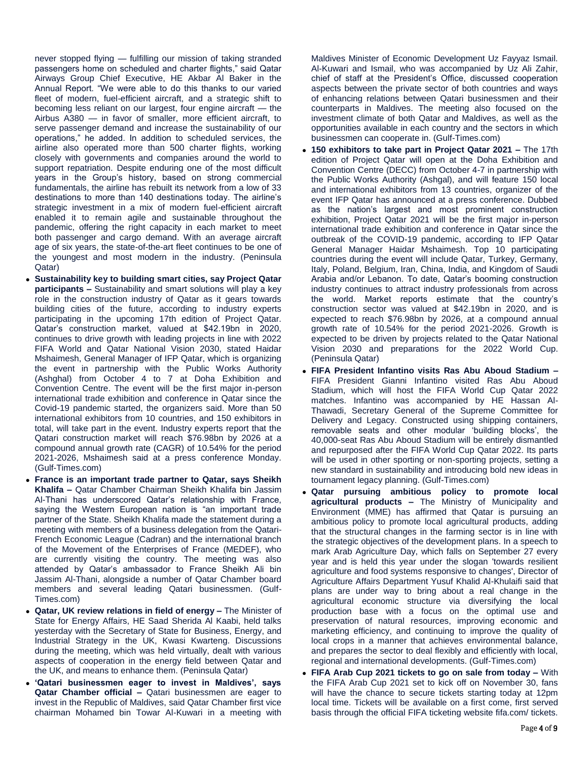never stopped flying — fulfilling our mission of taking stranded passengers home on scheduled and charter flights," said Qatar Airways Group Chief Executive, HE Akbar Al Baker in the Annual Report. "We were able to do this thanks to our varied fleet of modern, fuel-efficient aircraft, and a strategic shift to becoming less reliant on our largest, four engine aircraft — the Airbus A380 — in favor of smaller, more efficient aircraft, to serve passenger demand and increase the sustainability of our operations," he added. In addition to scheduled services, the airline also operated more than 500 charter flights, working closely with governments and companies around the world to support repatriation. Despite enduring one of the most difficult years in the Group's history, based on strong commercial fundamentals, the airline has rebuilt its network from a low of 33 destinations to more than 140 destinations today. The airline's strategic investment in a mix of modern fuel-efficient aircraft enabled it to remain agile and sustainable throughout the pandemic, offering the right capacity in each market to meet both passenger and cargo demand. With an average aircraft age of six years, the state-of-the-art fleet continues to be one of the youngest and most modern in the industry. (Peninsula Qatar)

- **Sustainability key to building smart cities, say Project Qatar participants –** Sustainability and smart solutions will play a key role in the construction industry of Qatar as it gears towards building cities of the future, according to industry experts participating in the upcoming 17th edition of Project Qatar. Qatar's construction market, valued at $42.19bn in 2020, continues to drive growth with leading projects in line with 2022 FIFA World and Qatar National Vision 2030, stated Haidar Mshaimesh, General Manager of IFP Qatar, which is organizing the event in partnership with the Public Works Authority (Ashghal) from October 4 to 7 at Doha Exhibition and Convention Centre. The event will be the first major in-person international trade exhibition and conference in Qatar since the Covid-19 pandemic started, the organizers said. More than 50 international exhibitors from 10 countries, and 150 exhibitors in total, will take part in the event. Industry experts report that the Qatari construction market will reach $76.98bn by 2026 at a compound annual growth rate (CAGR) of 10.54% for the period 2021-2026, Mshaimesh said at a press conference Monday. (Gulf-Times.com)
- **France is an important trade partner to Qatar, says Sheikh Khalifa –** Qatar Chamber Chairman Sheikh Khalifa bin Jassim Al-Thani has underscored Qatar's relationship with France, saying the Western European nation is "an important trade partner of the State. Sheikh Khalifa made the statement during a meeting with members of a business delegation from the Qatari-French Economic League (Cadran) and the international branch of the Movement of the Enterprises of France (MEDEF), who are currently visiting the country. The meeting was also attended by Qatar's ambassador to France Sheikh Ali bin Jassim Al-Thani, alongside a number of Qatar Chamber board members and several leading Qatari businessmen. (Gulf-Times.com)
- **Qatar, UK review relations in field of energy –** The Minister of State for Energy Affairs, HE Saad Sherida Al Kaabi, held talks yesterday with the Secretary of State for Business, Energy, and Industrial Strategy in the UK, Kwasi Kwarteng. Discussions during the meeting, which was held virtually, dealt with various aspects of cooperation in the energy field between Qatar and the UK, and means to enhance them. (Peninsula Qatar)
- **'Qatari businessmen eager to invest in Maldives', says Qatar Chamber official –** Qatari businessmen are eager to invest in the Republic of Maldives, said Qatar Chamber first vice chairman Mohamed bin Towar Al-Kuwari in a meeting with Maldives Minister of Economic Development Uz Fayyaz Ismail. Al-Kuwari and Ismail, who was accompanied by Uz Ali Zahir, chief of staff at the President's Office, discussed cooperation aspects between the private sector of both countries and ways of enhancing relations between Qatari businessmen and their counterparts in Maldives. The meeting also focused on the investment climate of both Qatar and Maldives, as well as the opportunities available in each country and the sectors in which businessmen can cooperate in. (Gulf-Times.com)
- **150 exhibitors to take part in Project Qatar 2021 –** The 17th edition of Project Qatar will open at the Doha Exhibition and Convention Centre (DECC) from October 4-7 in partnership with the Public Works Authority (Ashgal), and will feature 150 local and international exhibitors from 13 countries, organizer of the event IFP Qatar has announced at a press conference. Dubbed as the nation's largest and most prominent construction exhibition, Project Qatar 2021 will be the first major in-person international trade exhibition and conference in Qatar since the outbreak of the COVID-19 pandemic, according to IFP Qatar General Manager Haidar Mshaimesh. Top 10 participating countries during the event will include Qatar, Turkey, Germany, Italy, Poland, Belgium, Iran, China, India, and Kingdom of Saudi Arabia and/or Lebanon. To date, Qatar's booming construction industry continues to attract industry professionals from across the world. Market reports estimate that the country's construction sector was valued at $42.19bn in 2020, and is expected to reach $76.98bn by 2026, at a compound annual growth rate of 10.54% for the period 2021-2026. Growth is expected to be driven by projects related to the Qatar National Vision 2030 and preparations for the 2022 World Cup. (Peninsula Qatar)
- **FIFA President Infantino visits Ras Abu Aboud Stadium –** FIFA President Gianni Infantino visited Ras Abu Aboud Stadium, which will host the FIFA World Cup Qatar 2022 matches. Infantino was accompanied by HE Hassan Al-Thawadi, Secretary General of the Supreme Committee for Delivery and Legacy. Constructed using shipping containers, removable seats and other modular 'building blocks', the 40,000-seat Ras Abu Aboud Stadium will be entirely dismantled and repurposed after the FIFA World Cup Qatar 2022. Its parts will be used in other sporting or non-sporting projects, setting a new standard in sustainability and introducing bold new ideas in tournament legacy planning. (Gulf-Times.com)
- **Qatar pursuing ambitious policy to promote local agricultural products –** The Ministry of Municipality and Environment (MME) has affirmed that Qatar is pursuing an ambitious policy to promote local agricultural products, adding that the structural changes in the farming sector is in line with the strategic objectives of the development plans. In a speech to mark Arab Agriculture Day, which falls on September 27 every year and is held this year under the slogan 'towards resilient agriculture and food systems responsive to changes', Director of Agriculture Affairs Department Yusuf Khalid Al-Khulaifi said that plans are under way to bring about a real change in the agricultural economic structure via diversifying the local production base with a focus on the optimal use and preservation of natural resources, improving economic and marketing efficiency, and continuing to improve the quality of local crops in a manner that achieves environmental balance, and prepares the sector to deal flexibly and efficiently with local, regional and international developments. (Gulf-Times.com)
- **FIFA Arab Cup 2021 tickets to go on sale from today –** With the FIFA Arab Cup 2021 set to kick off on November 30, fans will have the chance to secure tickets starting today at 12pm local time. Tickets will be available on a first come, first served basis through the official FIFA ticketing website fifa.com/ tickets.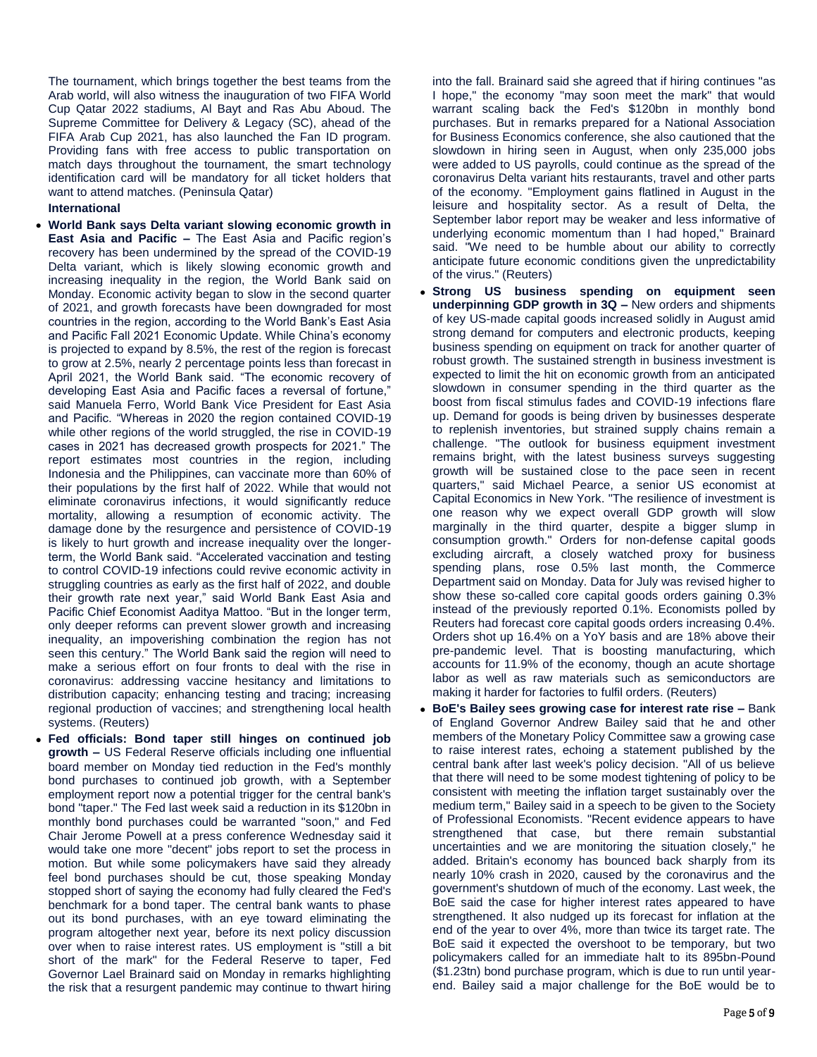The tournament, which brings together the best teams from the Arab world, will also witness the inauguration of two FIFA World Cup Qatar 2022 stadiums, Al Bayt and Ras Abu Aboud. The Supreme Committee for Delivery & Legacy (SC), ahead of the FIFA Arab Cup 2021, has also launched the Fan ID program. Providing fans with free access to public transportation on match days throughout the tournament, the smart technology identification card will be mandatory for all ticket holders that want to attend matches. (Peninsula Qatar)

**International**

- **World Bank says Delta variant slowing economic growth in East Asia and Pacific –** The East Asia and Pacific region's recovery has been undermined by the spread of the COVID-19 Delta variant, which is likely slowing economic growth and increasing inequality in the region, the World Bank said on Monday. Economic activity began to slow in the second quarter of 2021, and growth forecasts have been downgraded for most countries in the region, according to the World Bank's East Asia and Pacific Fall 2021 Economic Update. While China's economy is projected to expand by 8.5%, the rest of the region is forecast to grow at 2.5%, nearly 2 percentage points less than forecast in April 2021, the World Bank said. "The economic recovery of developing East Asia and Pacific faces a reversal of fortune," said Manuela Ferro, World Bank Vice President for East Asia and Pacific. "Whereas in 2020 the region contained COVID-19 while other regions of the world struggled, the rise in COVID-19 cases in 2021 has decreased growth prospects for 2021." The report estimates most countries in the region, including Indonesia and the Philippines, can vaccinate more than 60% of their populations by the first half of 2022. While that would not eliminate coronavirus infections, it would significantly reduce mortality, allowing a resumption of economic activity. The damage done by the resurgence and persistence of COVID-19 is likely to hurt growth and increase inequality over the longer-term, the World Bank said. "Accelerated vaccination and testing to control COVID-19 infections could revive economic activity in struggling countries as early as the first half of 2022, and double their growth rate next year," said World Bank East Asia and Pacific Chief Economist Aaditya Mattoo. "But in the longer term, only deeper reforms can prevent slower growth and increasing inequality, an impoverishing combination the region has not seen this century." The World Bank said the region will need to make a serious effort on four fronts to deal with the rise in coronavirus: addressing vaccine hesitancy and limitations to distribution capacity; enhancing testing and tracing; increasing regional production of vaccines; and strengthening local health systems. (Reuters)
- **Fed officials: Bond taper still hinges on continued job growth –** US Federal Reserve officials including one influential board member on Monday tied reduction in the Fed's monthly bond purchases to continued job growth, with a September employment report now a potential trigger for the central bank's bond "taper." The Fed last week said a reduction in its $120bn in monthly bond purchases could be warranted "soon," and Fed Chair Jerome Powell at a press conference Wednesday said it would take one more "decent" jobs report to set the process in motion. But while some policymakers have said they already feel bond purchases should be cut, those speaking Monday stopped short of saying the economy had fully cleared the Fed's benchmark for a bond taper. The central bank wants to phase out its bond purchases, with an eye toward eliminating the program altogether next year, before its next policy discussion over when to raise interest rates. US employment is "still a bit short of the mark" for the Federal Reserve to taper, Fed Governor Lael Brainard said on Monday in remarks highlighting the risk that a resurgent pandemic may continue to thwart hiring into the fall. Brainard said she agreed that if hiring continues "as I hope," the economy "may soon meet the mark" that would warrant scaling back the Fed's $120bn in monthly bond purchases. But in remarks prepared for a National Association for Business Economics conference, she also cautioned that the slowdown in hiring seen in August, when only 235,000 jobs were added to US payrolls, could continue as the spread of the coronavirus Delta variant hits restaurants, travel and other parts of the economy. "Employment gains flatlined in August in the leisure and hospitality sector. As a result of Delta, the September labor report may be weaker and less informative of underlying economic momentum than I had hoped," Brainard said. "We need to be humble about our ability to correctly anticipate future economic conditions given the unpredictability of the virus." (Reuters)
- **Strong US business spending on equipment seen underpinning GDP growth in 3Q –** New orders and shipments of key US-made capital goods increased solidly in August amid strong demand for computers and electronic products, keeping business spending on equipment on track for another quarter of robust growth. The sustained strength in business investment is expected to limit the hit on economic growth from an anticipated slowdown in consumer spending in the third quarter as the boost from fiscal stimulus fades and COVID-19 infections flare up. Demand for goods is being driven by businesses desperate to replenish inventories, but strained supply chains remain a challenge. "The outlook for business equipment investment remains bright, with the latest business surveys suggesting growth will be sustained close to the pace seen in recent quarters," said Michael Pearce, a senior US economist at Capital Economics in New York. "The resilience of investment is one reason why we expect overall GDP growth will slow marginally in the third quarter, despite a bigger slump in consumption growth." Orders for non-defense capital goods excluding aircraft, a closely watched proxy for business spending plans, rose 0.5% last month, the Commerce Department said on Monday. Data for July was revised higher to show these so-called core capital goods orders gaining 0.3% instead of the previously reported 0.1%. Economists polled by Reuters had forecast core capital goods orders increasing 0.4%. Orders shot up 16.4% on a YoY basis and are 18% above their pre-pandemic level. That is boosting manufacturing, which accounts for 11.9% of the economy, though an acute shortage labor as well as raw materials such as semiconductors are making it harder for factories to fulfil orders. (Reuters)
- **BoE's Bailey sees growing case for interest rate rise –** Bank of England Governor Andrew Bailey said that he and other members of the Monetary Policy Committee saw a growing case to raise interest rates, echoing a statement published by the central bank after last week's policy decision. "All of us believe that there will need to be some modest tightening of policy to be consistent with meeting the inflation target sustainably over the medium term," Bailey said in a speech to be given to the Society of Professional Economists. "Recent evidence appears to have strengthened that case, but there remain substantial uncertainties and we are monitoring the situation closely," he added. Britain's economy has bounced back sharply from its nearly 10% crash in 2020, caused by the coronavirus and the government's shutdown of much of the economy. Last week, the BoE said the case for higher interest rates appeared to have strengthened. It also nudged up its forecast for inflation at the end of the year to over 4%, more than twice its target rate. The BoE said it expected the overshoot to be temporary, but two policymakers called for an immediate halt to its 895bn-Pound ($1.23tn) bond purchase program, which is due to run until year-end. Bailey said a major challenge for the BoE would be to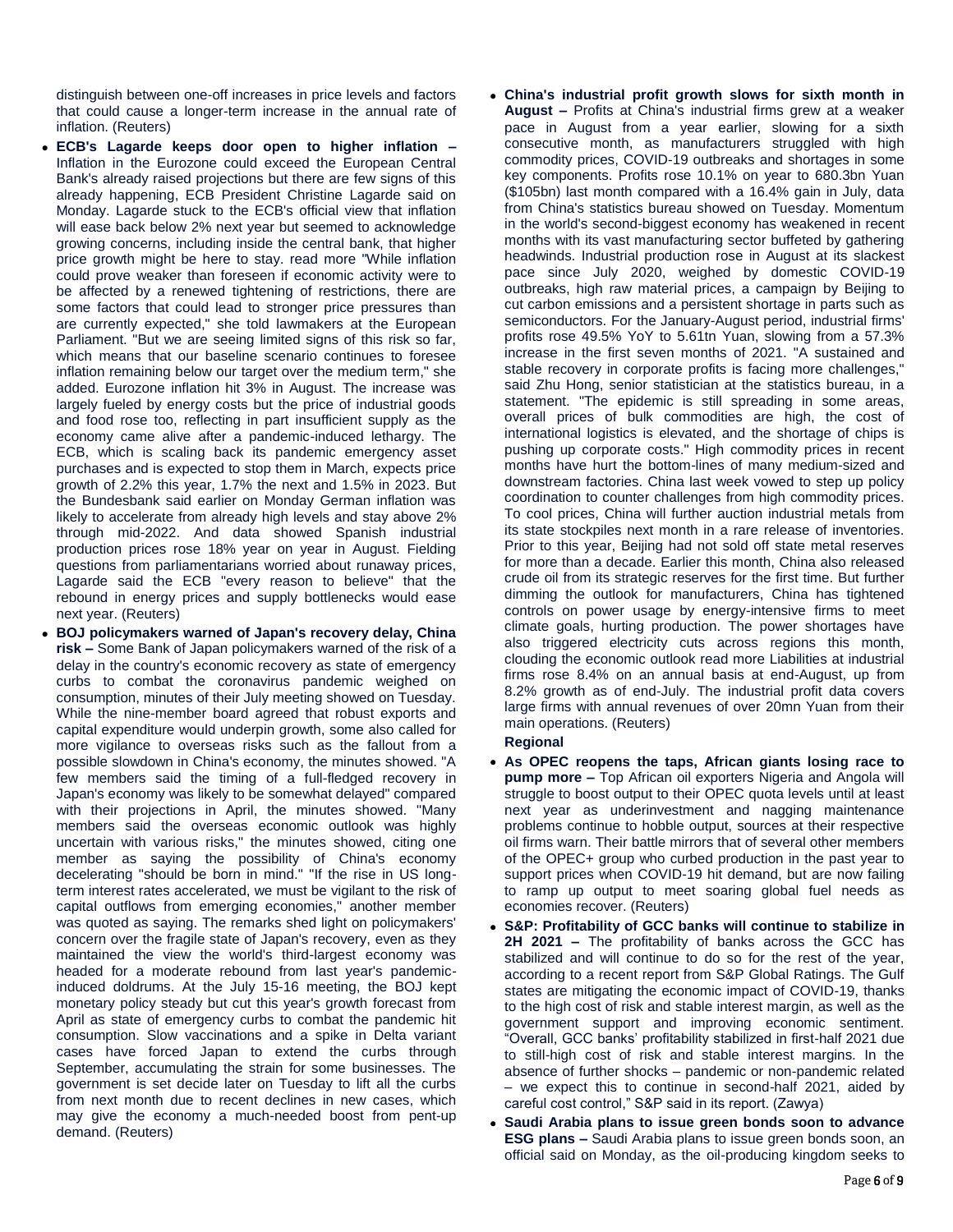distinguish between one-off increases in price levels and factors that could cause a longer-term increase in the annual rate of inflation. (Reuters)

- **ECB's Lagarde keeps door open to higher inflation –** Inflation in the Eurozone could exceed the European Central Bank's already raised projections but there are few signs of this already happening, ECB President Christine Lagarde said on Monday. Lagarde stuck to the ECB's official view that inflation will ease back below 2% next year but seemed to acknowledge growing concerns, including inside the central bank, that higher price growth might be here to stay. read more "While inflation could prove weaker than foreseen if economic activity were to be affected by a renewed tightening of restrictions, there are some factors that could lead to stronger price pressures than are currently expected," she told lawmakers at the European Parliament. "But we are seeing limited signs of this risk so far, which means that our baseline scenario continues to foresee inflation remaining below our target over the medium term," she added. Eurozone inflation hit 3% in August. The increase was largely fueled by energy costs but the price of industrial goods and food rose too, reflecting in part insufficient supply as the economy came alive after a pandemic-induced lethargy. The ECB, which is scaling back its pandemic emergency asset purchases and is expected to stop them in March, expects price growth of 2.2% this year, 1.7% the next and 1.5% in 2023. But the Bundesbank said earlier on Monday German inflation was likely to accelerate from already high levels and stay above 2% through mid-2022. And data showed Spanish industrial production prices rose 18% year on year in August. Fielding questions from parliamentarians worried about runaway prices, Lagarde said the ECB "every reason to believe" that the rebound in energy prices and supply bottlenecks would ease next year. (Reuters)
- **BOJ policymakers warned of Japan's recovery delay, China risk –** Some Bank of Japan policymakers warned of the risk of a delay in the country's economic recovery as state of emergency curbs to combat the coronavirus pandemic weighed on consumption, minutes of their July meeting showed on Tuesday. While the nine-member board agreed that robust exports and capital expenditure would underpin growth, some also called for more vigilance to overseas risks such as the fallout from a possible slowdown in China's economy, the minutes showed. "A few members said the timing of a full-fledged recovery in Japan's economy was likely to be somewhat delayed" compared with their projections in April, the minutes showed. "Many members said the overseas economic outlook was highly uncertain with various risks," the minutes showed, citing one member as saying the possibility of China's economy decelerating "should be born in mind." "If the rise in US long-term interest rates accelerated, we must be vigilant to the risk of capital outflows from emerging economies," another member was quoted as saying. The remarks shed light on policymakers' concern over the fragile state of Japan's recovery, even as they maintained the view the world's third-largest economy was headed for a moderate rebound from last year's pandemic-induced doldrums. At the July 15-16 meeting, the BOJ kept monetary policy steady but cut this year's growth forecast from April as state of emergency curbs to combat the pandemic hit consumption. Slow vaccinations and a spike in Delta variant cases have forced Japan to extend the curbs through September, accumulating the strain for some businesses. The government is set decide later on Tuesday to lift all the curbs from next month due to recent declines in new cases, which may give the economy a much-needed boost from pent-up demand. (Reuters)
- **China's industrial profit growth slows for sixth month in August –** Profits at China's industrial firms grew at a weaker pace in August from a year earlier, slowing for a sixth consecutive month, as manufacturers struggled with high commodity prices, COVID-19 outbreaks and shortages in some key components. Profits rose 10.1% on year to 680.3bn Yuan ($105bn) last month compared with a 16.4% gain in July, data from China's statistics bureau showed on Tuesday. Momentum in the world's second-biggest economy has weakened in recent months with its vast manufacturing sector buffeted by gathering headwinds. Industrial production rose in August at its slackest pace since July 2020, weighed by domestic COVID-19 outbreaks, high raw material prices, a campaign by Beijing to cut carbon emissions and a persistent shortage in parts such as semiconductors. For the January-August period, industrial firms' profits rose 49.5% YoY to 5.61tn Yuan, slowing from a 57.3% increase in the first seven months of 2021. "A sustained and stable recovery in corporate profits is facing more challenges," said Zhu Hong, senior statistician at the statistics bureau, in a statement. "The epidemic is still spreading in some areas, overall prices of bulk commodities are high, the cost of international logistics is elevated, and the shortage of chips is pushing up corporate costs." High commodity prices in recent months have hurt the bottom-lines of many medium-sized and downstream factories. China last week vowed to step up policy coordination to counter challenges from high commodity prices. To cool prices, China will further auction industrial metals from its state stockpiles next month in a rare release of inventories. Prior to this year, Beijing had not sold off state metal reserves for more than a decade. Earlier this month, China also released crude oil from its strategic reserves for the first time. But further dimming the outlook for manufacturers, China has tightened controls on power usage by energy-intensive firms to meet climate goals, hurting production. The power shortages have also triggered electricity cuts across regions this month, clouding the economic outlook read more Liabilities at industrial firms rose 8.4% on an annual basis at end-August, up from 8.2% growth as of end-July. The industrial profit data covers large firms with annual revenues of over 20mn Yuan from their main operations. (Reuters)

**Regional**

- **As OPEC reopens the taps, African giants losing race to pump more –** Top African oil exporters Nigeria and Angola will struggle to boost output to their OPEC quota levels until at least next year as underinvestment and nagging maintenance problems continue to hobble output, sources at their respective oil firms warn. Their battle mirrors that of several other members of the OPEC+ group who curbed production in the past year to support prices when COVID-19 hit demand, but are now failing to ramp up output to meet soaring global fuel needs as economies recover. (Reuters)
- **S&P: Profitability of GCC banks will continue to stabilize in 2H 2021 –** The profitability of banks across the GCC has stabilized and will continue to do so for the rest of the year, according to a recent report from S&P Global Ratings. The Gulf states are mitigating the economic impact of COVID-19, thanks to the high cost of risk and stable interest margin, as well as the government support and improving economic sentiment. "Overall, GCC banks' profitability stabilized in first-half 2021 due to still-high cost of risk and stable interest margins. In the absence of further shocks – pandemic or non-pandemic related – we expect this to continue in second-half 2021, aided by careful cost control," S&P said in its report. (Zawya)
- **Saudi Arabia plans to issue green bonds soon to advance ESG plans –** Saudi Arabia plans to issue green bonds soon, an official said on Monday, as the oil-producing kingdom seeks to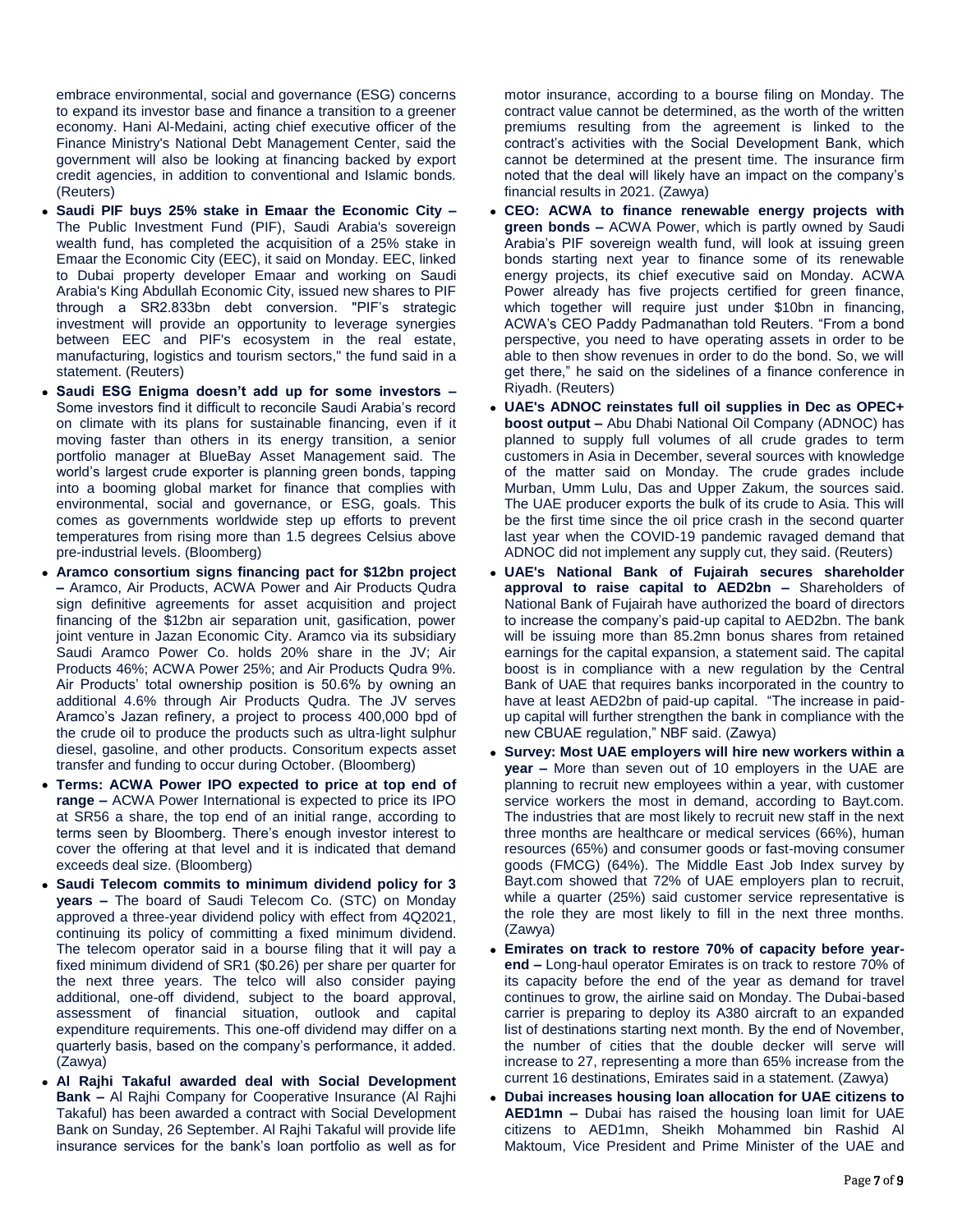embrace environmental, social and governance (ESG) concerns to expand its investor base and finance a transition to a greener economy. Hani Al-Medaini, acting chief executive officer of the Finance Ministry's National Debt Management Center, said the government will also be looking at financing backed by export credit agencies, in addition to conventional and Islamic bonds. (Reuters)

- **Saudi PIF buys 25% stake in Emaar the Economic City –** The Public Investment Fund (PIF), Saudi Arabia's sovereign wealth fund, has completed the acquisition of a 25% stake in Emaar the Economic City (EEC), it said on Monday. EEC, linked to Dubai property developer Emaar and working on Saudi Arabia's King Abdullah Economic City, issued new shares to PIF through a SR2.833bn debt conversion. "PIF's strategic investment will provide an opportunity to leverage synergies between EEC and PIF's ecosystem in the real estate, manufacturing, logistics and tourism sectors," the fund said in a statement. (Reuters)
- **Saudi ESG Enigma doesn't add up for some investors –** Some investors find it difficult to reconcile Saudi Arabia's record on climate with its plans for sustainable financing, even if it moving faster than others in its energy transition, a senior portfolio manager at BlueBay Asset Management said. The world's largest crude exporter is planning green bonds, tapping into a booming global market for finance that complies with environmental, social and governance, or ESG, goals. This comes as governments worldwide step up efforts to prevent temperatures from rising more than 1.5 degrees Celsius above pre-industrial levels. (Bloomberg)
- **Aramco consortium signs financing pact for $12bn project –** Aramco, Air Products, ACWA Power and Air Products Qudra sign definitive agreements for asset acquisition and project financing of the $12bn air separation unit, gasification, power joint venture in Jazan Economic City. Aramco via its subsidiary Saudi Aramco Power Co. holds 20% share in the JV; Air Products 46%; ACWA Power 25%; and Air Products Qudra 9%. Air Products' total ownership position is 50.6% by owning an additional 4.6% through Air Products Qudra. The JV serves Aramco's Jazan refinery, a project to process 400,000 bpd of the crude oil to produce the products such as ultra-light sulphur diesel, gasoline, and other products. Consoritum expects asset transfer and funding to occur during October. (Bloomberg)
- **Terms: ACWA Power IPO expected to price at top end of range –** ACWA Power International is expected to price its IPO at SR56 a share, the top end of an initial range, according to terms seen by Bloomberg. There's enough investor interest to cover the offering at that level and it is indicated that demand exceeds deal size. (Bloomberg)
- **Saudi Telecom commits to minimum dividend policy for 3 years –** The board of Saudi Telecom Co. (STC) on Monday approved a three-year dividend policy with effect from 4Q2021, continuing its policy of committing a fixed minimum dividend. The telecom operator said in a bourse filing that it will pay a fixed minimum dividend of SR1 ($0.26) per share per quarter for the next three years. The telco will also consider paying additional, one-off dividend, subject to the board approval, assessment of financial situation, outlook and capital expenditure requirements. This one-off dividend may differ on a quarterly basis, based on the company's performance, it added. (Zawya)
- **Al Rajhi Takaful awarded deal with Social Development Bank –** Al Rajhi Company for Cooperative Insurance (Al Rajhi Takaful) has been awarded a contract with Social Development Bank on Sunday, 26 September. Al Rajhi Takaful will provide life insurance services for the bank's loan portfolio as well as for motor insurance, according to a bourse filing on Monday. The contract value cannot be determined, as the worth of the written premiums resulting from the agreement is linked to the contract's activities with the Social Development Bank, which cannot be determined at the present time. The insurance firm noted that the deal will likely have an impact on the company's financial results in 2021. (Zawya)
- **CEO: ACWA to finance renewable energy projects with green bonds –** ACWA Power, which is partly owned by Saudi Arabia's PIF sovereign wealth fund, will look at issuing green bonds starting next year to finance some of its renewable energy projects, its chief executive said on Monday. ACWA Power already has five projects certified for green finance, which together will require just under $10bn in financing, ACWA's CEO Paddy Padmanathan told Reuters. "From a bond perspective, you need to have operating assets in order to be able to then show revenues in order to do the bond. So, we will get there," he said on the sidelines of a finance conference in Riyadh. (Reuters)
- **UAE's ADNOC reinstates full oil supplies in Dec as OPEC+ boost output –** Abu Dhabi National Oil Company (ADNOC) has planned to supply full volumes of all crude grades to term customers in Asia in December, several sources with knowledge of the matter said on Monday. The crude grades include Murban, Umm Lulu, Das and Upper Zakum, the sources said. The UAE producer exports the bulk of its crude to Asia. This will be the first time since the oil price crash in the second quarter last year when the COVID-19 pandemic ravaged demand that ADNOC did not implement any supply cut, they said. (Reuters)
- **UAE's National Bank of Fujairah secures shareholder approval to raise capital to AED2bn –** Shareholders of National Bank of Fujairah have authorized the board of directors to increase the company's paid-up capital to AED2bn. The bank will be issuing more than 85.2mn bonus shares from retained earnings for the capital expansion, a statement said. The capital boost is in compliance with a new regulation by the Central Bank of UAE that requires banks incorporated in the country to have at least AED2bn of paid-up capital. "The increase in paid-up capital will further strengthen the bank in compliance with the new CBUAE regulation," NBF said. (Zawya)
- **Survey: Most UAE employers will hire new workers within a year –** More than seven out of 10 employers in the UAE are planning to recruit new employees within a year, with customer service workers the most in demand, according to Bayt.com. The industries that are most likely to recruit new staff in the next three months are healthcare or medical services (66%), human resources (65%) and consumer goods or fast-moving consumer goods (FMCG) (64%). The Middle East Job Index survey by Bayt.com showed that 72% of UAE employers plan to recruit, while a quarter (25%) said customer service representative is the role they are most likely to fill in the next three months. (Zawya)
- **Emirates on track to restore 70% of capacity before year-end –** Long-haul operator Emirates is on track to restore 70% of its capacity before the end of the year as demand for travel continues to grow, the airline said on Monday. The Dubai-based carrier is preparing to deploy its A380 aircraft to an expanded list of destinations starting next month. By the end of November, the number of cities that the double decker will serve will increase to 27, representing a more than 65% increase from the current 16 destinations, Emirates said in a statement. (Zawya)
- **Dubai increases housing loan allocation for UAE citizens to AED1mn –** Dubai has raised the housing loan limit for UAE citizens to AED1mn, Sheikh Mohammed bin Rashid Al Maktoum, Vice President and Prime Minister of the UAE and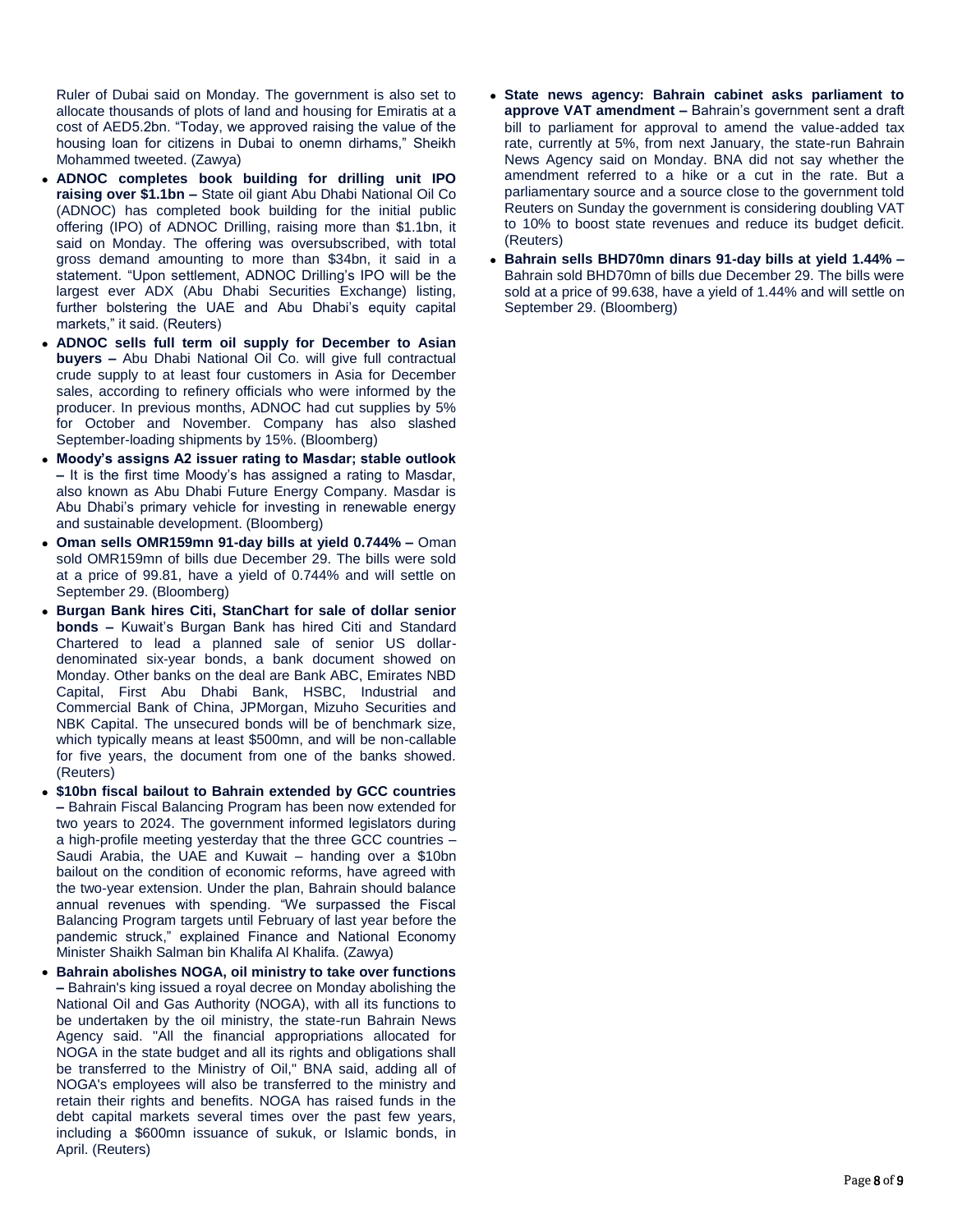Ruler of Dubai said on Monday. The government is also set to allocate thousands of plots of land and housing for Emiratis at a cost of AED5.2bn. "Today, we approved raising the value of the housing loan for citizens in Dubai to onemn dirhams," Sheikh Mohammed tweeted. (Zawya)

- **ADNOC completes book building for drilling unit IPO raising over $1.1bn –** State oil giant Abu Dhabi National Oil Co (ADNOC) has completed book building for the initial public offering (IPO) of ADNOC Drilling, raising more than $1.1bn, it said on Monday. The offering was oversubscribed, with total gross demand amounting to more than $34bn, it said in a statement. "Upon settlement, ADNOC Drilling's IPO will be the largest ever ADX (Abu Dhabi Securities Exchange) listing, further bolstering the UAE and Abu Dhabi's equity capital markets," it said. (Reuters)
- **ADNOC sells full term oil supply for December to Asian buyers –** Abu Dhabi National Oil Co. will give full contractual crude supply to at least four customers in Asia for December sales, according to refinery officials who were informed by the producer. In previous months, ADNOC had cut supplies by 5% for October and November. Company has also slashed September-loading shipments by 15%. (Bloomberg)
- **Moody's assigns A2 issuer rating to Masdar; stable outlook –** It is the first time Moody's has assigned a rating to Masdar, also known as Abu Dhabi Future Energy Company. Masdar is Abu Dhabi's primary vehicle for investing in renewable energy and sustainable development. (Bloomberg)
- **Oman sells OMR159mn 91-day bills at yield 0.744% –** Oman sold OMR159mn of bills due December 29. The bills were sold at a price of 99.81, have a yield of 0.744% and will settle on September 29. (Bloomberg)
- **Burgan Bank hires Citi, StanChart for sale of dollar senior bonds –** Kuwait's Burgan Bank has hired Citi and Standard Chartered to lead a planned sale of senior US dollar-denominated six-year bonds, a bank document showed on Monday. Other banks on the deal are Bank ABC, Emirates NBD Capital, First Abu Dhabi Bank, HSBC, Industrial and Commercial Bank of China, JPMorgan, Mizuho Securities and NBK Capital. The unsecured bonds will be of benchmark size, which typically means at least $500mn, and will be non-callable for five years, the document from one of the banks showed. (Reuters)
- **$10bn fiscal bailout to Bahrain extended by GCC countries –** Bahrain Fiscal Balancing Program has been now extended for two years to 2024. The government informed legislators during a high-profile meeting yesterday that the three GCC countries – Saudi Arabia, the UAE and Kuwait – handing over a $10bn bailout on the condition of economic reforms, have agreed with the two-year extension. Under the plan, Bahrain should balance annual revenues with spending. "We surpassed the Fiscal Balancing Program targets until February of last year before the pandemic struck," explained Finance and National Economy Minister Shaikh Salman bin Khalifa Al Khalifa. (Zawya)
- **Bahrain abolishes NOGA, oil ministry to take over functions –** Bahrain's king issued a royal decree on Monday abolishing the National Oil and Gas Authority (NOGA), with all its functions to be undertaken by the oil ministry, the state-run Bahrain News Agency said. "All the financial appropriations allocated for NOGA in the state budget and all its rights and obligations shall be transferred to the Ministry of Oil," BNA said, adding all of NOGA's employees will also be transferred to the ministry and retain their rights and benefits. NOGA has raised funds in the debt capital markets several times over the past few years, including a $600mn issuance of sukuk, or Islamic bonds, in April. (Reuters)
- **State news agency: Bahrain cabinet asks parliament to approve VAT amendment –** Bahrain's government sent a draft bill to parliament for approval to amend the value-added tax rate, currently at 5%, from next January, the state-run Bahrain News Agency said on Monday. BNA did not say whether the amendment referred to a hike or a cut in the rate. But a parliamentary source and a source close to the government told Reuters on Sunday the government is considering doubling VAT to 10% to boost state revenues and reduce its budget deficit. (Reuters)
- **Bahrain sells BHD70mn dinars 91-day bills at yield 1.44% –** Bahrain sold BHD70mn of bills due December 29. The bills were sold at a price of 99.638, have a yield of 1.44% and will settle on September 29. (Bloomberg)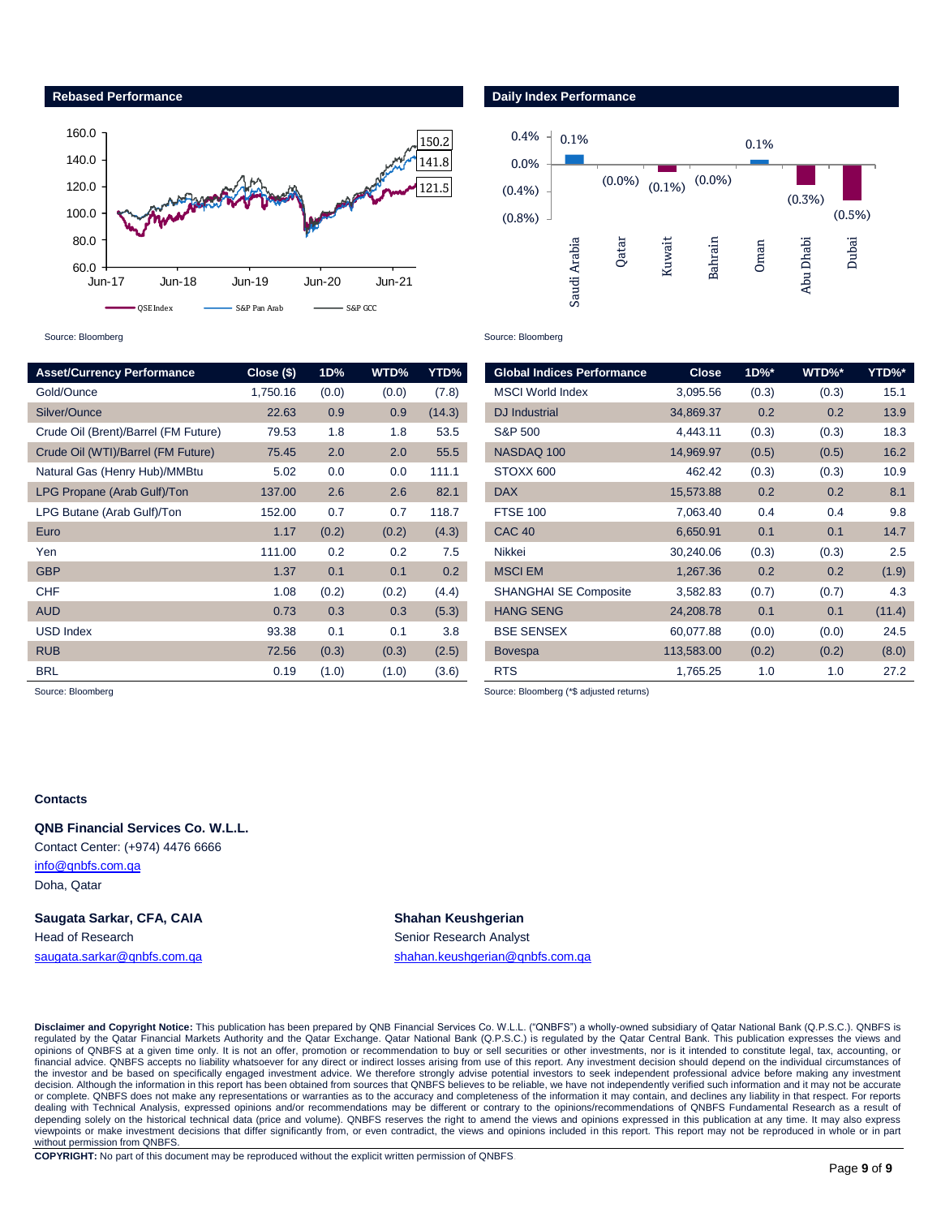**Rebased Performance**

160.0
140.0
120.0
100.0
80.0
60.0

Jun-17 Jun-18 Jun-19 Jun-20 Jun-21

150.2
141.8
121.5

QSE Index S&P Pan Arab S&P GCC

Source: Bloomberg

**Daily Index Performance**

0.4%
0.0%
(0.4%)
(0.8%)

0.1% (0.0%) (0.1%) (0.0%) 0.1% (0.3%) (0.5%)

Saudi Arabia Qatar Kuwait Bahrain Oman Abu Dhabi Dubai

Source: Bloomberg

| Asset/Currency Performance | Close ($) | 1D% | WTD% | YTD% |
|---|---|---|---|---|
| Gold/Ounce | 1,750.16 | (0.0) | (0.0) | (7.8) |
| Silver/Ounce | 22.63 | 0.9 | 0.9 | (14.3) |
| Crude Oil (Brent)/Barrel (FM Future) | 79.53 | 1.8 | 1.8 | 53.5 |
| Crude Oil (WTI)/Barrel (FM Future) | 75.45 | 2.0 | 2.0 | 55.5 |
| Natural Gas (Henry Hub)/MMBtu | 5.02 | 0.0 | 0.0 | 111.1 |
| LPG Propane (Arab Gulf)/Ton | 137.00 | 2.6 | 2.6 | 82.1 |
| LPG Butane (Arab Gulf)/Ton | 152.00 | 0.7 | 0.7 | 118.7 |
| Euro | 1.17 | (0.2) | (0.2) | (4.3) |
| Yen | 111.00 | 0.2 | 0.2 | 7.5 |
| GBP | 1.37 | 0.1 | 0.1 | 0.2 |
| CHF | 1.08 | (0.2) | (0.2) | (4.4) |
| AUD | 0.73 | 0.3 | 0.3 | (5.3) |
| USD Index | 93.38 | 0.1 | 0.1 | 3.8 |
| RUB | 72.56 | (0.3) | (0.3) | (2.5) |
| BRL | 0.19 | (1.0) | (1.0) | (3.6) |

Source: Bloomberg

| Global Indices Performance | Close | 1D%* | WTD%* | YTD%* |
|---|---|---|---|---|
| MSCI World Index | 3,095.56 | (0.3) | (0.3) | 15.1 |
| DJ Industrial | 34,869.37 | 0.2 | 0.2 | 13.9 |
| S&P 500 | 4,443.11 | (0.3) | (0.3) | 18.3 |
| NASDAQ 100 | 14,969.97 | (0.5) | (0.5) | 16.2 |
| STOXX 600 | 462.42 | (0.3) | (0.3) | 10.9 |
| DAX | 15,573.88 | 0.2 | 0.2 | 8.1 |
| FTSE 100 | 7,063.40 | 0.4 | 0.4 | 9.8 |
| CAC 40 | 6,650.91 | 0.1 | 0.1 | 14.7 |
| Nikkei | 30,240.06 | (0.3) | (0.3) | 2.5 |
| MSCI EM | 1,267.36 | 0.2 | 0.2 | (1.9) |
| SHANGHAI SE Composite | 3,582.83 | (0.7) | (0.7) | 4.3 |
| HANG SENG | 24,208.78 | 0.1 | 0.1 | (11.4) |
| BSE SENSEX | 60,077.88 | (0.0) | (0.0) | 24.5 |
| Bovespa | 113,583.00 | (0.2) | (0.2) | (8.0) |
| RTS | 1,765.25 | 1.0 | 1.0 | 27.2 |

Source: Bloomberg (*$ adjusted returns)

**Contacts**

**QNB Financial Services Co. W.L.L.**
Contact Center: (+974) 4476 6666
info@qnbfs.com.qa
Doha, Qatar

**Saugata Sarkar, CFA, CAIA**
Head of Research
saugata.sarkar@qnbfs.com.qa

**Shahan Keushgerian**
Senior Research Analyst
shahan.keushgerian@qnbfs.com.qa

**Disclaimer and Copyright Notice:** This publication has been prepared by QNB Financial Services Co. W.L.L. ("QNBFS") a wholly-owned subsidiary of Qatar National Bank (Q.P.S.C.). QNBFS is regulated by the Qatar Financial Markets Authority and the Qatar Exchange. Qatar National Bank (Q.P.S.C.) is regulated by the Qatar Central Bank. This publication expresses the views and opinions of QNBFS at a given time only. It is not an offer, promotion or recommendation to buy or sell securities or other investments, nor is it intended to constitute legal, tax, accounting, or financial advice. QNBFS accepts no liability whatsoever for any direct or indirect losses arising from use of this report. Any investment decision should depend on the individual circumstances of the investor and be based on specifically engaged investment advice. We therefore strongly advise potential investors to seek independent professional advice before making any investment decision. Although the information in this report has been obtained from sources that QNBFS believes to be reliable, we have not independently verified such information and it may not be accurate or complete. QNBFS does not make any representations or warranties as to the accuracy and completeness of the information it may contain, and declines any liability in that respect. For reports dealing with Technical Analysis, expressed opinions and/or recommendations may be different or contrary to the opinions/recommendations of QNBFS Fundamental Research as a result of depending solely on the historical technical data (price and volume). QNBFS reserves the right to amend the views and opinions expressed in this publication at any time. It may also express viewpoints or make investment decisions that differ significantly from, or even contradict, the views and opinions included in this report. This report may not be reproduced in whole or in part without permission from QNBFS.

**COPYRIGHT:** No part of this document may be reproduced without the explicit written permission of QNBFS